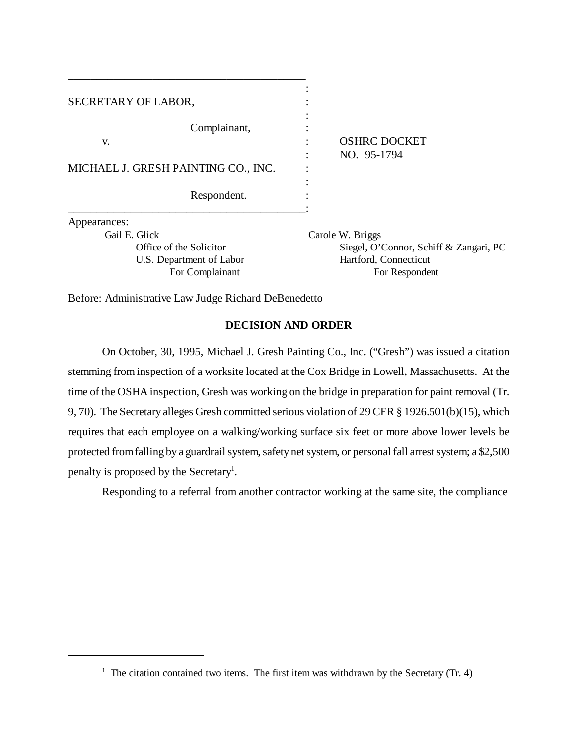SECRETARY OF LABOR,

Complainant,

v.

MICHAEL J. GRESH PAINTING CO., INC.

Respondent.

OSHRC DOCKET NO. 95-1794

Appearances:

Gail E. Glick
Office of the Solicitor
U.S. Department of Labor
For Complainant

Carole W. Briggs
Siegel, O'Connor, Schiff & Zangari, PC
Hartford, Connecticut
For Respondent

Before: Administrative Law Judge Richard DeBenedetto

**DECISION AND ORDER**

On October, 30, 1995, Michael J. Gresh Painting Co., Inc. ("Gresh") was issued a citation stemming from inspection of a worksite located at the Cox Bridge in Lowell, Massachusetts. At the time of the OSHA inspection, Gresh was working on the bridge in preparation for paint removal (Tr. 9, 70). The Secretary alleges Gresh committed serious violation of 29 CFR § 1926.501(b)(15), which requires that each employee on a walking/working surface six feet or more above lower levels be protected from falling by a guardrail system, safety net system, or personal fall arrest system; a $2,500 penalty is proposed by the Secretary[1].

Responding to a referral from another contractor working at the same site, the compliance

[1] The citation contained two items. The first item was withdrawn by the Secretary (Tr. 4)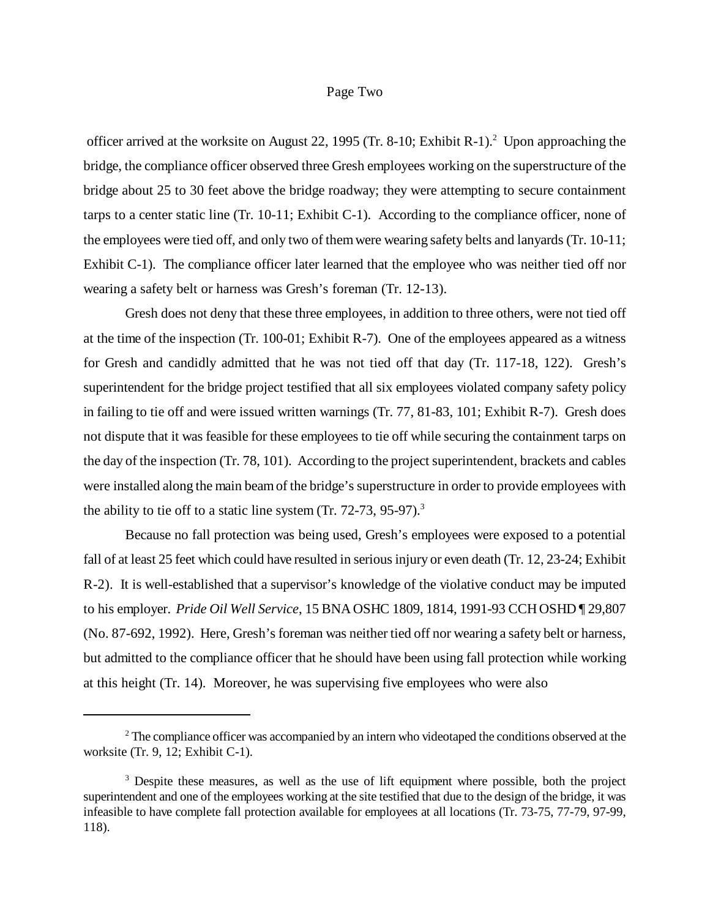officer arrived at the worksite on August 22, 1995 (Tr. 8-10; Exhibit R-1).[2] Upon approaching the bridge, the compliance officer observed three Gresh employees working on the superstructure of the bridge about 25 to 30 feet above the bridge roadway; they were attempting to secure containment tarps to a center static line (Tr. 10-11; Exhibit C-1). According to the compliance officer, none of the employees were tied off, and only two of them were wearing safety belts and lanyards (Tr. 10-11; Exhibit C-1). The compliance officer later learned that the employee who was neither tied off nor wearing a safety belt or harness was Gresh's foreman (Tr. 12-13).

Gresh does not deny that these three employees, in addition to three others, were not tied off at the time of the inspection (Tr. 100-01; Exhibit R-7). One of the employees appeared as a witness for Gresh and candidly admitted that he was not tied off that day (Tr. 117-18, 122). Gresh's superintendent for the bridge project testified that all six employees violated company safety policy in failing to tie off and were issued written warnings (Tr. 77, 81-83, 101; Exhibit R-7). Gresh does not dispute that it was feasible for these employees to tie off while securing the containment tarps on the day of the inspection (Tr. 78, 101). According to the project superintendent, brackets and cables were installed along the main beam of the bridge's superstructure in order to provide employees with the ability to tie off to a static line system (Tr. 72-73, 95-97).[3]

Because no fall protection was being used, Gresh's employees were exposed to a potential fall of at least 25 feet which could have resulted in serious injury or even death (Tr. 12, 23-24; Exhibit R-2). It is well-established that a supervisor's knowledge of the violative conduct may be imputed to his employer. *Pride Oil Well Service*, 15 BNA OSHC 1809, 1814, 1991-93 CCH OSHD ¶ 29,807 (No. 87-692, 1992). Here, Gresh's foreman was neither tied off nor wearing a safety belt or harness, but admitted to the compliance officer that he should have been using fall protection while working at this height (Tr. 14). Moreover, he was supervising five employees who were also

---

[2] The compliance officer was accompanied by an intern who videotaped the conditions observed at the worksite (Tr. 9, 12; Exhibit C-1).

[3] Despite these measures, as well as the use of lift equipment where possible, both the project superintendent and one of the employees working at the site testified that due to the design of the bridge, it was infeasible to have complete fall protection available for employees at all locations (Tr. 73-75, 77-79, 97-99, 118).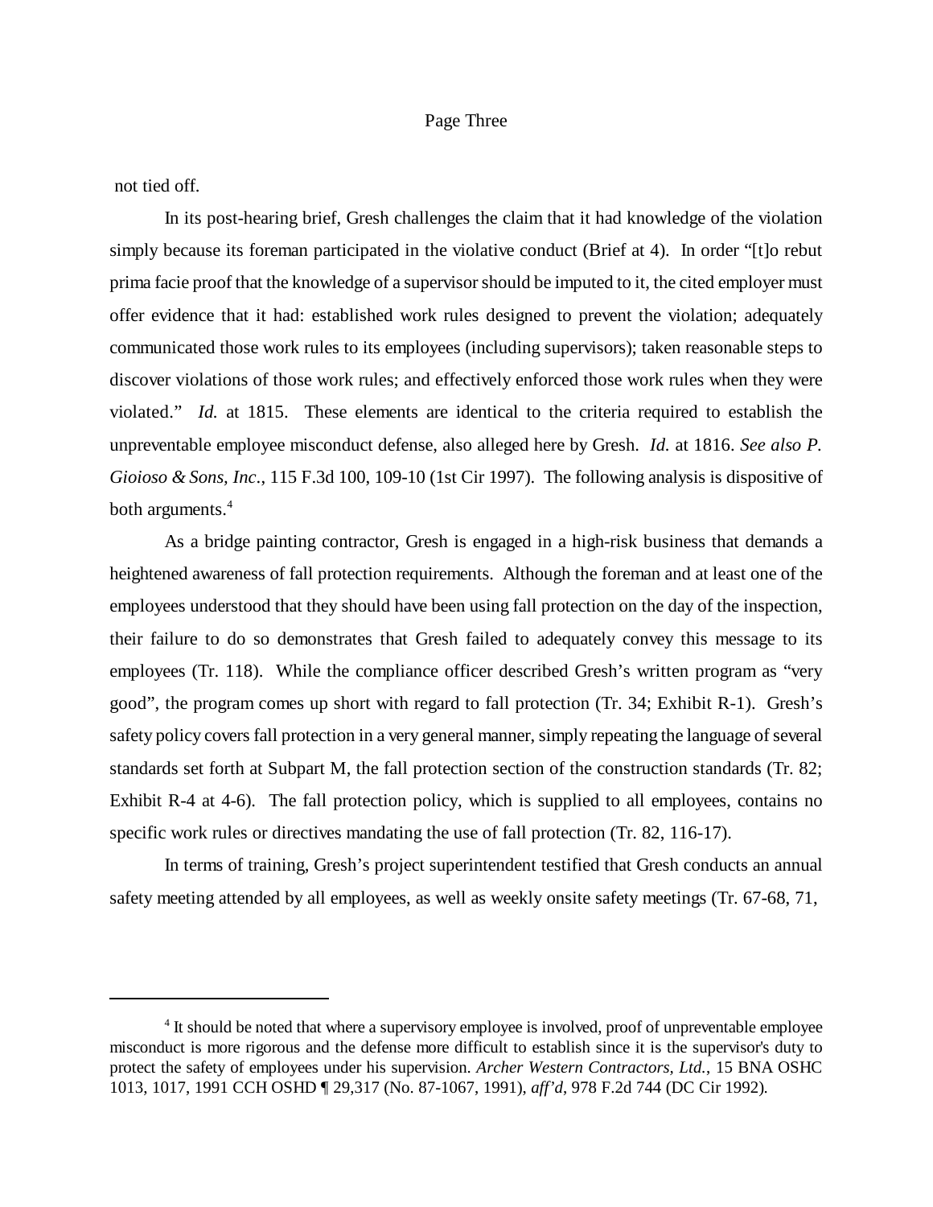not tied off.

In its post-hearing brief, Gresh challenges the claim that it had knowledge of the violation simply because its foreman participated in the violative conduct (Brief at 4). In order "[t]o rebut prima facie proof that the knowledge of a supervisor should be imputed to it, the cited employer must offer evidence that it had: established work rules designed to prevent the violation; adequately communicated those work rules to its employees (including supervisors); taken reasonable steps to discover violations of those work rules; and effectively enforced those work rules when they were violated." *Id.* at 1815. These elements are identical to the criteria required to establish the unpreventable employee misconduct defense, also alleged here by Gresh. *Id.* at 1816. *See also P. Gioioso & Sons, Inc.*, 115 F.3d 100, 109-10 (1st Cir 1997). The following analysis is dispositive of both arguments.[4]

As a bridge painting contractor, Gresh is engaged in a high-risk business that demands a heightened awareness of fall protection requirements. Although the foreman and at least one of the employees understood that they should have been using fall protection on the day of the inspection, their failure to do so demonstrates that Gresh failed to adequately convey this message to its employees (Tr. 118). While the compliance officer described Gresh's written program as "very good", the program comes up short with regard to fall protection (Tr. 34; Exhibit R-1). Gresh's safety policy covers fall protection in a very general manner, simply repeating the language of several standards set forth at Subpart M, the fall protection section of the construction standards (Tr. 82; Exhibit R-4 at 4-6). The fall protection policy, which is supplied to all employees, contains no specific work rules or directives mandating the use of fall protection (Tr. 82, 116-17).

In terms of training, Gresh's project superintendent testified that Gresh conducts an annual safety meeting attended by all employees, as well as weekly onsite safety meetings (Tr. 67-68, 71,

---

[4] It should be noted that where a supervisory employee is involved, proof of unpreventable employee misconduct is more rigorous and the defense more difficult to establish since it is the supervisor's duty to protect the safety of employees under his supervision. *Archer Western Contractors, Ltd.*, 15 BNA OSHC 1013, 1017, 1991 CCH OSHD ¶ 29,317 (No. 87-1067, 1991), *aff'd*, 978 F.2d 744 (DC Cir 1992).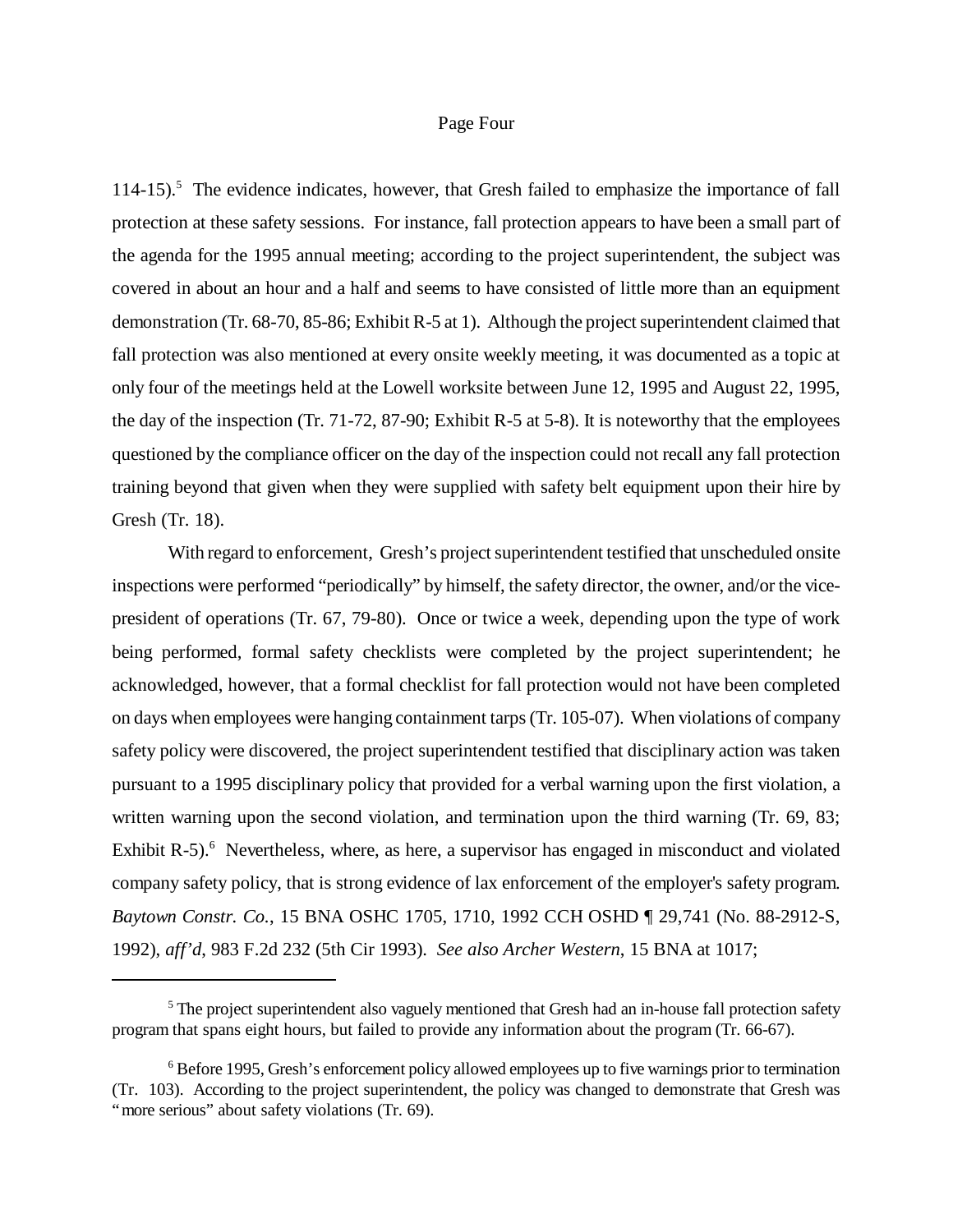114-15).[5] The evidence indicates, however, that Gresh failed to emphasize the importance of fall protection at these safety sessions. For instance, fall protection appears to have been a small part of the agenda for the 1995 annual meeting; according to the project superintendent, the subject was covered in about an hour and a half and seems to have consisted of little more than an equipment demonstration (Tr. 68-70, 85-86; Exhibit R-5 at 1). Although the project superintendent claimed that fall protection was also mentioned at every onsite weekly meeting, it was documented as a topic at only four of the meetings held at the Lowell worksite between June 12, 1995 and August 22, 1995, the day of the inspection (Tr. 71-72, 87-90; Exhibit R-5 at 5-8). It is noteworthy that the employees questioned by the compliance officer on the day of the inspection could not recall any fall protection training beyond that given when they were supplied with safety belt equipment upon their hire by Gresh (Tr. 18).

With regard to enforcement, Gresh's project superintendent testified that unscheduled onsite inspections were performed "periodically" by himself, the safety director, the owner, and/or the vice-president of operations (Tr. 67, 79-80). Once or twice a week, depending upon the type of work being performed, formal safety checklists were completed by the project superintendent; he acknowledged, however, that a formal checklist for fall protection would not have been completed on days when employees were hanging containment tarps (Tr. 105-07). When violations of company safety policy were discovered, the project superintendent testified that disciplinary action was taken pursuant to a 1995 disciplinary policy that provided for a verbal warning upon the first violation, a written warning upon the second violation, and termination upon the third warning (Tr. 69, 83; Exhibit R-5).[6] Nevertheless, where, as here, a supervisor has engaged in misconduct and violated company safety policy, that is strong evidence of lax enforcement of the employer's safety program. *Baytown Constr. Co.*, 15 BNA OSHC 1705, 1710, 1992 CCH OSHD ¶ 29,741 (No. 88-2912-S, 1992), *aff'd*, 983 F.2d 232 (5th Cir 1993). *See also Archer Western*, 15 BNA at 1017;

---

[5] The project superintendent also vaguely mentioned that Gresh had an in-house fall protection safety program that spans eight hours, but failed to provide any information about the program (Tr. 66-67).

[6] Before 1995, Gresh's enforcement policy allowed employees up to five warnings prior to termination (Tr. 103). According to the project superintendent, the policy was changed to demonstrate that Gresh was "more serious" about safety violations (Tr. 69).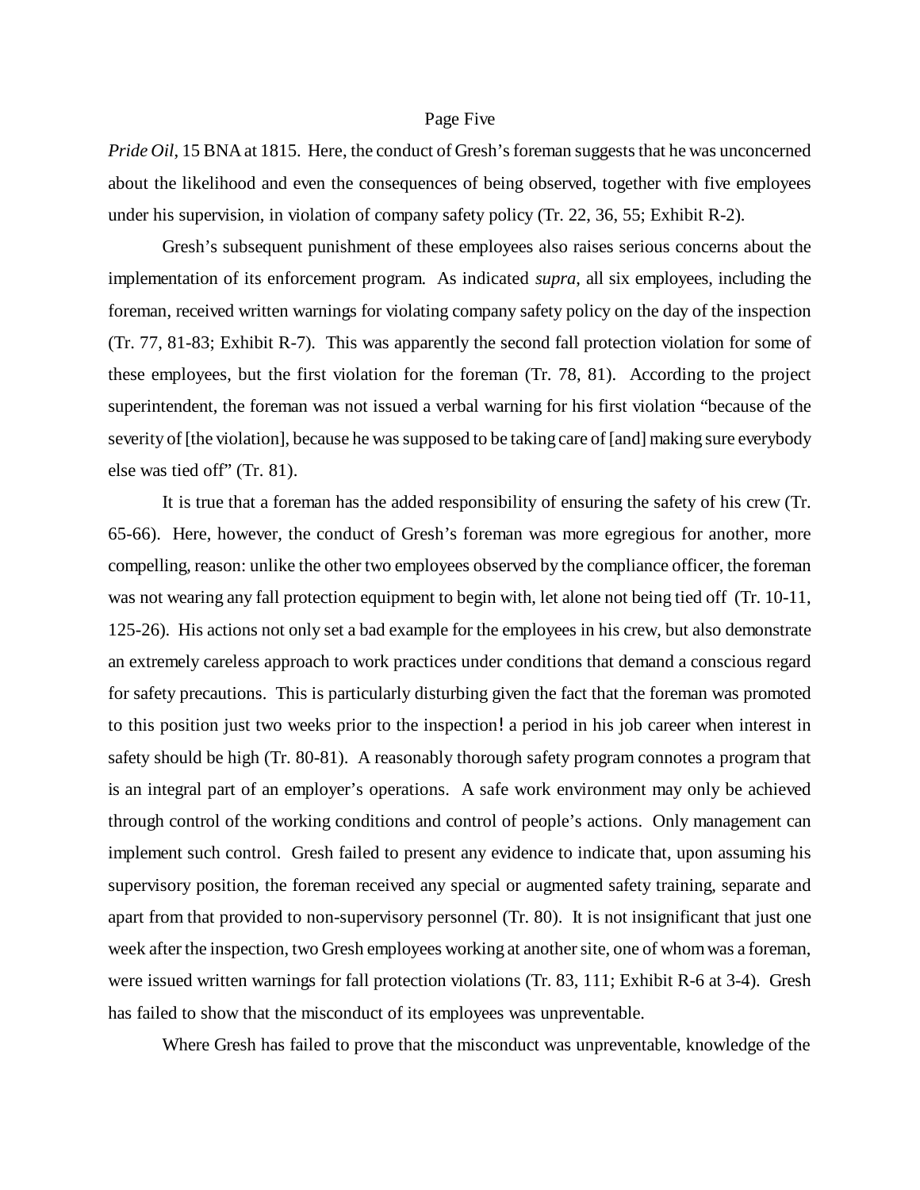*Pride Oil*, 15 BNA at 1815. Here, the conduct of Gresh's foreman suggests that he was unconcerned about the likelihood and even the consequences of being observed, together with five employees under his supervision, in violation of company safety policy (Tr. 22, 36, 55; Exhibit R-2).

Gresh's subsequent punishment of these employees also raises serious concerns about the implementation of its enforcement program. As indicated *supra*, all six employees, including the foreman, received written warnings for violating company safety policy on the day of the inspection (Tr. 77, 81-83; Exhibit R-7). This was apparently the second fall protection violation for some of these employees, but the first violation for the foreman (Tr. 78, 81). According to the project superintendent, the foreman was not issued a verbal warning for his first violation "because of the severity of [the violation], because he was supposed to be taking care of [and] making sure everybody else was tied off" (Tr. 81).

It is true that a foreman has the added responsibility of ensuring the safety of his crew (Tr. 65-66). Here, however, the conduct of Gresh's foreman was more egregious for another, more compelling, reason: unlike the other two employees observed by the compliance officer, the foreman was not wearing any fall protection equipment to begin with, let alone not being tied off (Tr. 10-11, 125-26). His actions not only set a bad example for the employees in his crew, but also demonstrate an extremely careless approach to work practices under conditions that demand a conscious regard for safety precautions. This is particularly disturbing given the fact that the foreman was promoted to this position just two weeks prior to the inspection! a period in his job career when interest in safety should be high (Tr. 80-81). A reasonably thorough safety program connotes a program that is an integral part of an employer's operations. A safe work environment may only be achieved through control of the working conditions and control of people's actions. Only management can implement such control. Gresh failed to present any evidence to indicate that, upon assuming his supervisory position, the foreman received any special or augmented safety training, separate and apart from that provided to non-supervisory personnel (Tr. 80). It is not insignificant that just one week after the inspection, two Gresh employees working at another site, one of whom was a foreman, were issued written warnings for fall protection violations (Tr. 83, 111; Exhibit R-6 at 3-4). Gresh has failed to show that the misconduct of its employees was unpreventable.

Where Gresh has failed to prove that the misconduct was unpreventable, knowledge of the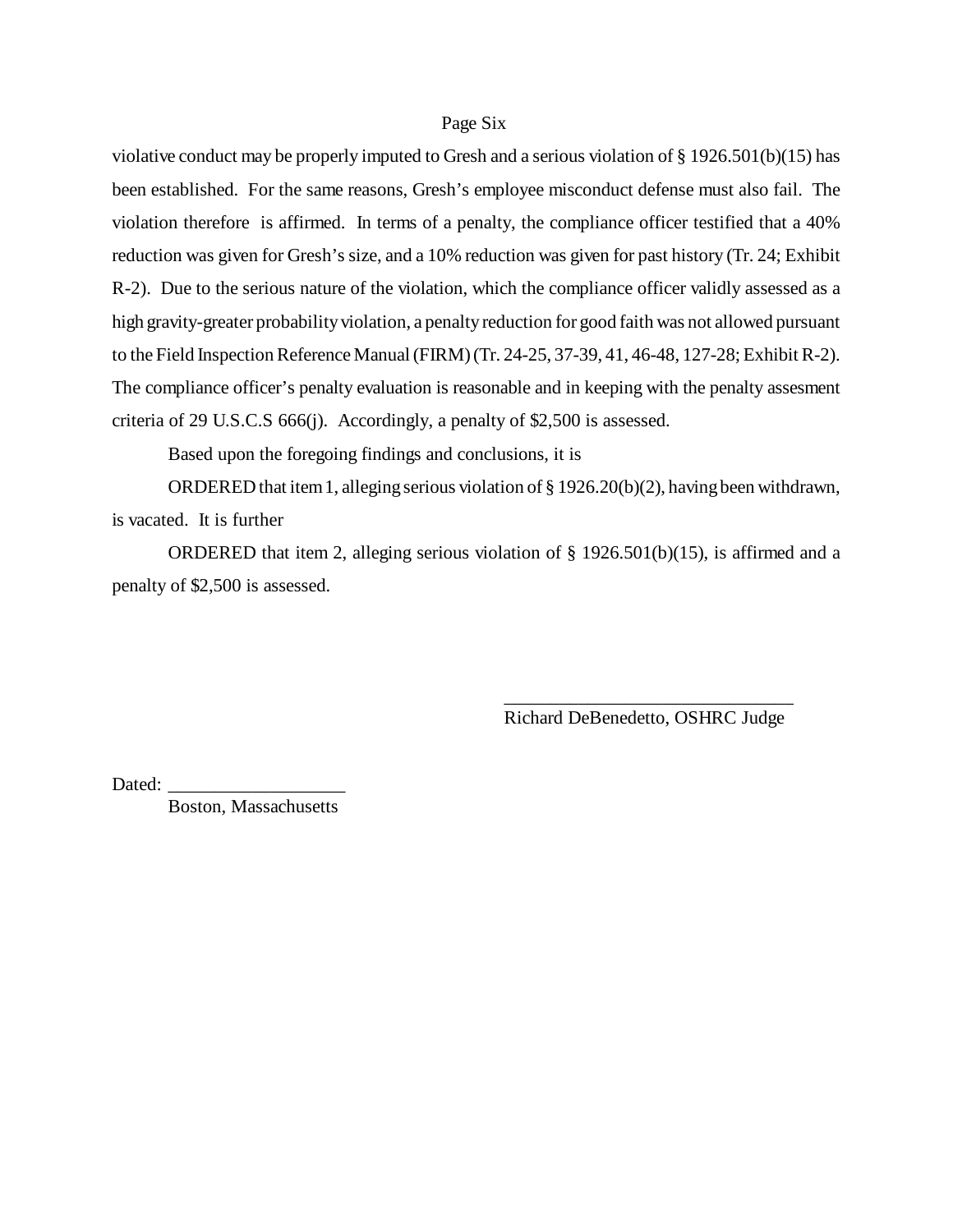violative conduct may be properly imputed to Gresh and a serious violation of § 1926.501(b)(15) has been established. For the same reasons, Gresh's employee misconduct defense must also fail. The violation therefore is affirmed. In terms of a penalty, the compliance officer testified that a 40% reduction was given for Gresh's size, and a 10% reduction was given for past history (Tr. 24; Exhibit R-2). Due to the serious nature of the violation, which the compliance officer validly assessed as a high gravity-greater probability violation, a penalty reduction for good faith was not allowed pursuant to the Field Inspection Reference Manual (FIRM) (Tr. 24-25, 37-39, 41, 46-48, 127-28; Exhibit R-2). The compliance officer's penalty evaluation is reasonable and in keeping with the penalty assesment criteria of 29 U.S.C.S 666(j). Accordingly, a penalty of $2,500 is assessed.

Based upon the foregoing findings and conclusions, it is

ORDERED that item 1, alleging serious violation of § 1926.20(b)(2), having been withdrawn, is vacated. It is further

ORDERED that item 2, alleging serious violation of § 1926.501(b)(15), is affirmed and a penalty of $2,500 is assessed.

\_\_\_\_\_\_\_\_\_\_\_\_\_\_\_\_\_\_\_\_\_\_\_\_\_\_\_\_\_\_\_\_
Richard DeBenedetto, OSHRC Judge

Dated: \_\_\_\_\_\_\_\_\_\_\_\_\_\_\_\_\_\_\_
Boston, Massachusetts